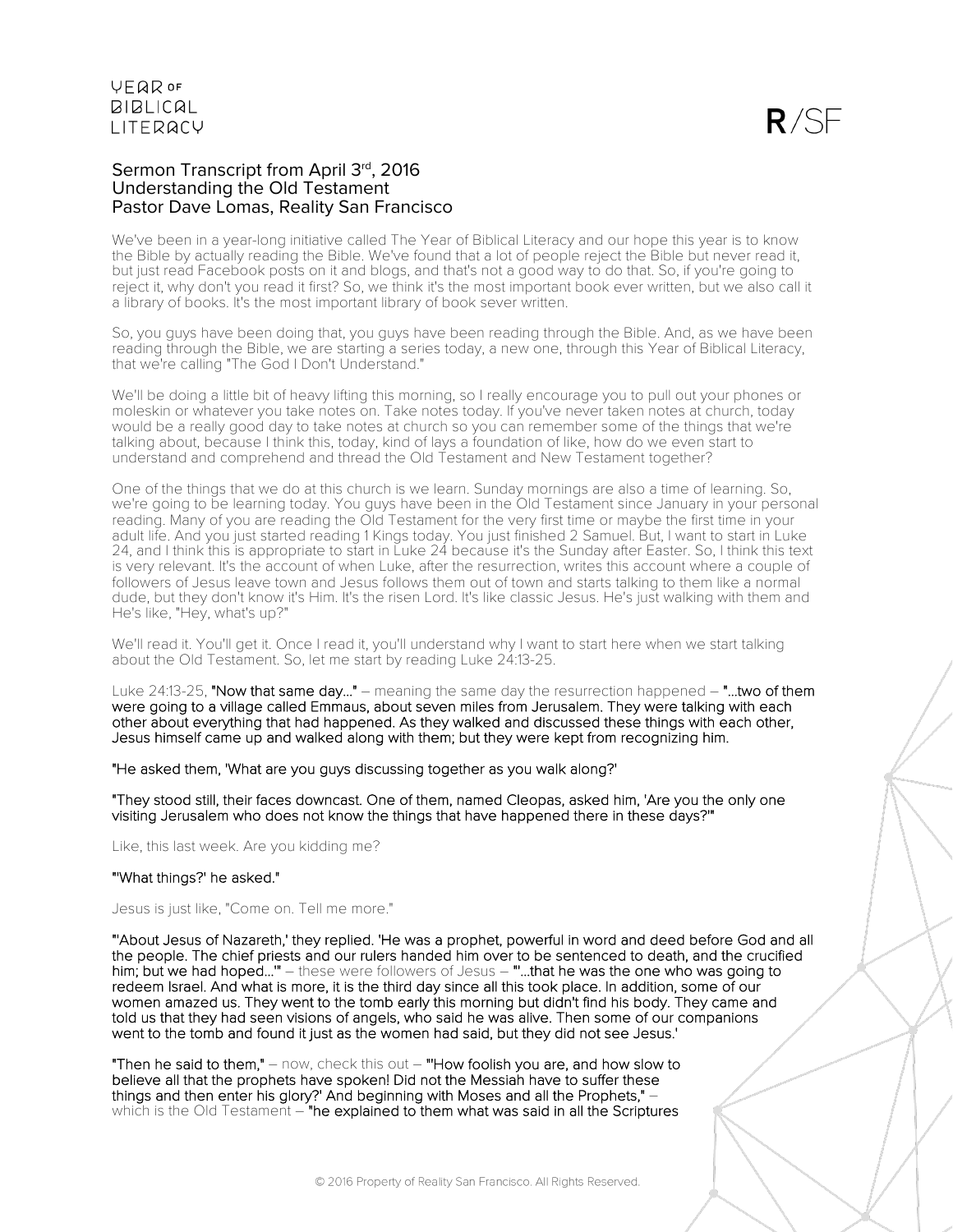Sermon Transcript from April 3rd, 2016
Understanding the Old Testament
Pastor Dave Lomas, Reality San Francisco

We've been in a year-long initiative called The Year of Biblical Literacy and our hope this year is to know the Bible by actually reading the Bible. We've found that a lot of people reject the Bible but never read it, but just read Facebook posts on it and blogs, and that's not a good way to do that. So, if you're going to reject it, why don't you read it first? So, we think it's the most important book ever written, but we also call it a library of books. It's the most important library of book sever written.

So, you guys have been doing that, you guys have been reading through the Bible. And, as we have been reading through the Bible, we are starting a series today, a new one, through this Year of Biblical Literacy, that we're calling "The God I Don't Understand."

We'll be doing a little bit of heavy lifting this morning, so I really encourage you to pull out your phones or moleskin or whatever you take notes on. Take notes today. If you've never taken notes at church, today would be a really good day to take notes at church so you can remember some of the things that we're talking about, because I think this, today, kind of lays a foundation of like, how do we even start to understand and comprehend and thread the Old Testament and New Testament together?

One of the things that we do at this church is we learn. Sunday mornings are also a time of learning. So, we're going to be learning today. You guys have been in the Old Testament since January in your personal reading. Many of you are reading the Old Testament for the very first time or maybe the first time in your adult life. And you just started reading 1 Kings today. You just finished 2 Samuel. But, I want to start in Luke 24, and I think this is appropriate to start in Luke 24 because it's the Sunday after Easter. So, I think this text is very relevant. It's the account of when Luke, after the resurrection, writes this account where a couple of followers of Jesus leave town and Jesus follows them out of town and starts talking to them like a normal dude, but they don't know it's Him. It's the risen Lord. It's like classic Jesus. He's just walking with them and He's like, "Hey, what's up?"

We'll read it. You'll get it. Once I read it, you'll understand why I want to start here when we start talking about the Old Testament. So, let me start by reading Luke 24:13-25.

Luke 24:13-25, **"Now that same day..."** – meaning the same day the resurrection happened – **"...two of them were going to a village called Emmaus, about seven miles from Jerusalem. They were talking with each other about everything that had happened. As they walked and discussed these things with each other, Jesus himself came up and walked along with them; but they were kept from recognizing him.**

**"He asked them, 'What are you guys discussing together as you walk along?'**

**"They stood still, their faces downcast. One of them, named Cleopas, asked him, 'Are you the only one visiting Jerusalem who does not know the things that have happened there in these days?'"**

Like, this last week. Are you kidding me?

**"'What things?' he asked."**

Jesus is just like, "Come on. Tell me more."

**"'About Jesus of Nazareth,' they replied. 'He was a prophet, powerful in word and deed before God and all the people. The chief priests and our rulers handed him over to be sentenced to death, and the crucified him; but we had hoped...'"** – these were followers of Jesus – **"'...that he was the one who was going to redeem Israel. And what is more, it is the third day since all this took place. In addition, some of our women amazed us. They went to the tomb early this morning but didn't find his body. They came and told us that they had seen visions of angels, who said he was alive. Then some of our companions went to the tomb and found it just as the women had said, but they did not see Jesus.'**

**"Then he said to them,"** – now, check this out – **"'How foolish you are, and how slow to believe all that the prophets have spoken! Did not the Messiah have to suffer these things and then enter his glory?' And beginning with Moses and all the Prophets,"** – which is the Old Testament – **"he explained to them what was said in all the Scriptures**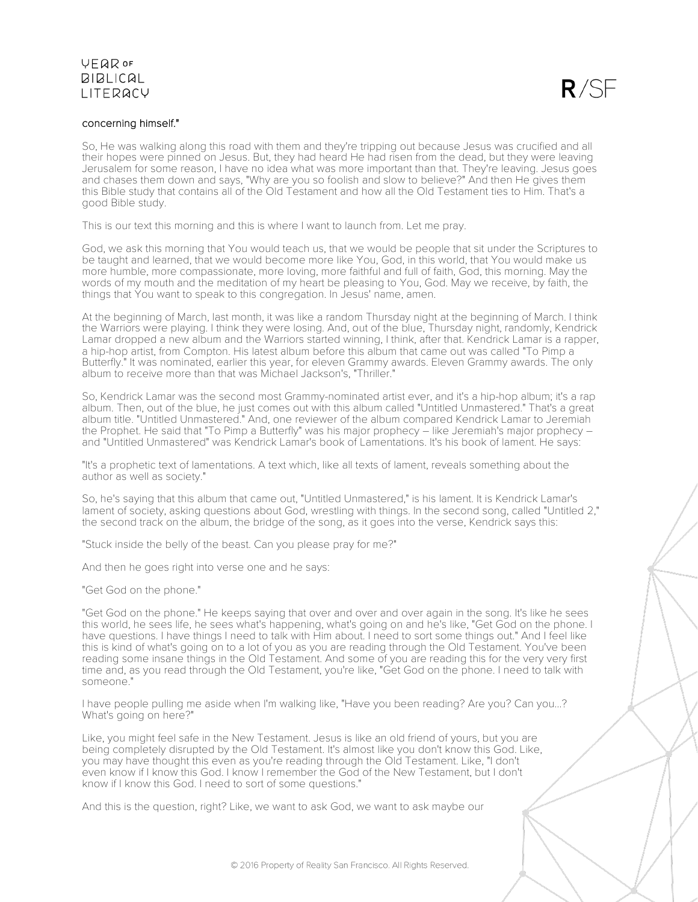concerning himself."

So, He was walking along this road with them and they're tripping out because Jesus was crucified and all their hopes were pinned on Jesus. But, they had heard He had risen from the dead, but they were leaving Jerusalem for some reason, I have no idea what was more important than that. They're leaving. Jesus goes and chases them down and says, "Why are you so foolish and slow to believe?" And then He gives them this Bible study that contains all of the Old Testament and how all the Old Testament ties to Him. That's a good Bible study.

This is our text this morning and this is where I want to launch from. Let me pray.

God, we ask this morning that You would teach us, that we would be people that sit under the Scriptures to be taught and learned, that we would become more like You, God, in this world, that You would make us more humble, more compassionate, more loving, more faithful and full of faith, God, this morning. May the words of my mouth and the meditation of my heart be pleasing to You, God. May we receive, by faith, the things that You want to speak to this congregation. In Jesus' name, amen.

At the beginning of March, last month, it was like a random Thursday night at the beginning of March. I think the Warriors were playing. I think they were losing. And, out of the blue, Thursday night, randomly, Kendrick Lamar dropped a new album and the Warriors started winning, I think, after that. Kendrick Lamar is a rapper, a hip-hop artist, from Compton. His latest album before this album that came out was called "To Pimp a Butterfly." It was nominated, earlier this year, for eleven Grammy awards. Eleven Grammy awards. The only album to receive more than that was Michael Jackson's, "Thriller."

So, Kendrick Lamar was the second most Grammy-nominated artist ever, and it's a hip-hop album; it's a rap album. Then, out of the blue, he just comes out with this album called "Untitled Unmastered." That's a great album title. "Untitled Unmastered." And, one reviewer of the album compared Kendrick Lamar to Jeremiah the Prophet. He said that "To Pimp a Butterfly" was his major prophecy – like Jeremiah's major prophecy – and "Untitled Unmastered" was Kendrick Lamar's book of Lamentations. It's his book of lament. He says:

"It's a prophetic text of lamentations. A text which, like all texts of lament, reveals something about the author as well as society."

So, he's saying that this album that came out, "Untitled Unmastered," is his lament. It is Kendrick Lamar's lament of society, asking questions about God, wrestling with things. In the second song, called "Untitled 2," the second track on the album, the bridge of the song, as it goes into the verse, Kendrick says this:

"Stuck inside the belly of the beast. Can you please pray for me?"

And then he goes right into verse one and he says:

"Get God on the phone."

"Get God on the phone." He keeps saying that over and over and over again in the song. It's like he sees this world, he sees life, he sees what's happening, what's going on and he's like, "Get God on the phone. I have questions. I have things I need to talk with Him about. I need to sort some things out." And I feel like this is kind of what's going on to a lot of you as you are reading through the Old Testament. You've been reading some insane things in the Old Testament. And some of you are reading this for the very very first time and, as you read through the Old Testament, you're like, "Get God on the phone. I need to talk with someone."

I have people pulling me aside when I'm walking like, "Have you been reading? Are you? Can you...? What's going on here?"

Like, you might feel safe in the New Testament. Jesus is like an old friend of yours, but you are being completely disrupted by the Old Testament. It's almost like you don't know this God. Like, you may have thought this even as you're reading through the Old Testament. Like, "I don't even know if I know this God. I know I remember the God of the New Testament, but I don't know if I know this God. I need to sort of some questions."

And this is the question, right? Like, we want to ask God, we want to ask maybe our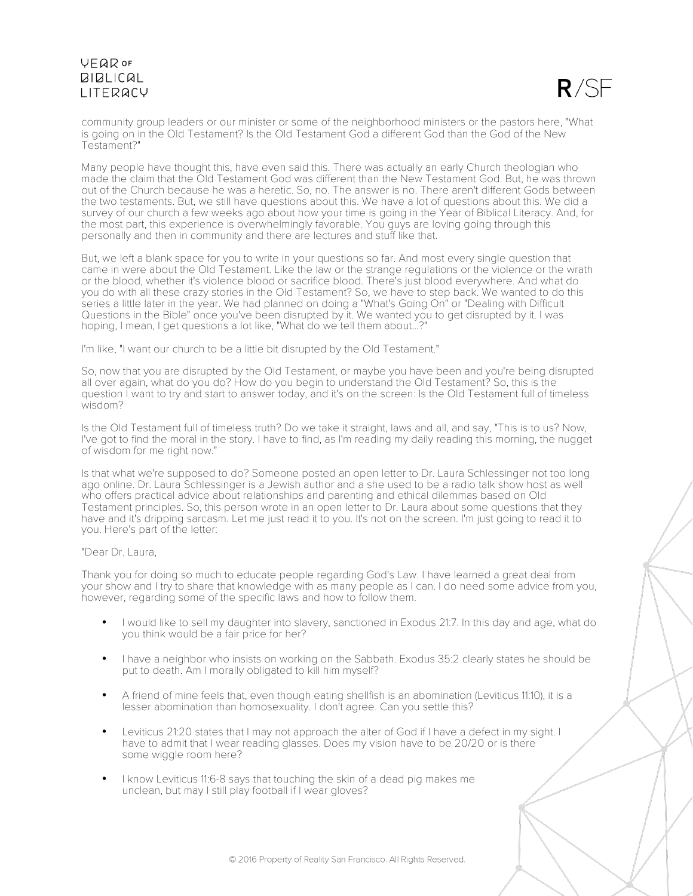community group leaders or our minister or some of the neighborhood ministers or the pastors here, "What is going on in the Old Testament? Is the Old Testament God a different God than the God of the New Testament?"

Many people have thought this, have even said this. There was actually an early Church theologian who made the claim that the Old Testament God was different than the New Testament God. But, he was thrown out of the Church because he was a heretic. So, no. The answer is no. There aren't different Gods between the two testaments. But, we still have questions about this. We have a lot of questions about this. We did a survey of our church a few weeks ago about how your time is going in the Year of Biblical Literacy. And, for the most part, this experience is overwhelmingly favorable. You guys are loving going through this personally and then in community and there are lectures and stuff like that.

But, we left a blank space for you to write in your questions so far. And most every single question that came in were about the Old Testament. Like the law or the strange regulations or the violence or the wrath or the blood, whether it's violence blood or sacrifice blood. There's just blood everywhere. And what do you do with all these crazy stories in the Old Testament? So, we have to step back. We wanted to do this series a little later in the year. We had planned on doing a "What's Going On" or "Dealing with Difficult Questions in the Bible" once you've been disrupted by it. We wanted you to get disrupted by it. I was hoping, I mean, I get questions a lot like, "What do we tell them about...?"

I'm like, "I want our church to be a little bit disrupted by the Old Testament."

So, now that you are disrupted by the Old Testament, or maybe you have been and you're being disrupted all over again, what do you do? How do you begin to understand the Old Testament? So, this is the question I want to try and start to answer today, and it's on the screen: Is the Old Testament full of timeless wisdom?

Is the Old Testament full of timeless truth? Do we take it straight, laws and all, and say, "This is to us? Now, I've got to find the moral in the story. I have to find, as I'm reading my daily reading this morning, the nugget of wisdom for me right now."

Is that what we're supposed to do? Someone posted an open letter to Dr. Laura Schlessinger not too long ago online. Dr. Laura Schlessinger is a Jewish author and a she used to be a radio talk show host as well who offers practical advice about relationships and parenting and ethical dilemmas based on Old Testament principles. So, this person wrote in an open letter to Dr. Laura about some questions that they have and it's dripping sarcasm. Let me just read it to you. It's not on the screen. I'm just going to read it to you. Here's part of the letter:

"Dear Dr. Laura,

Thank you for doing so much to educate people regarding God's Law. I have learned a great deal from your show and I try to share that knowledge with as many people as I can. I do need some advice from you, however, regarding some of the specific laws and how to follow them.

- I would like to sell my daughter into slavery, sanctioned in Exodus 21:7. In this day and age, what do you think would be a fair price for her?
- I have a neighbor who insists on working on the Sabbath. Exodus 35:2 clearly states he should be put to death. Am I morally obligated to kill him myself?
- A friend of mine feels that, even though eating shellfish is an abomination (Leviticus 11:10), it is a lesser abomination than homosexuality. I don't agree. Can you settle this?
- Leviticus 21:20 states that I may not approach the alter of God if I have a defect in my sight. I have to admit that I wear reading glasses. Does my vision have to be 20/20 or is there some wiggle room here?
- I know Leviticus 11:6-8 says that touching the skin of a dead pig makes me unclean, but may I still play football if I wear gloves?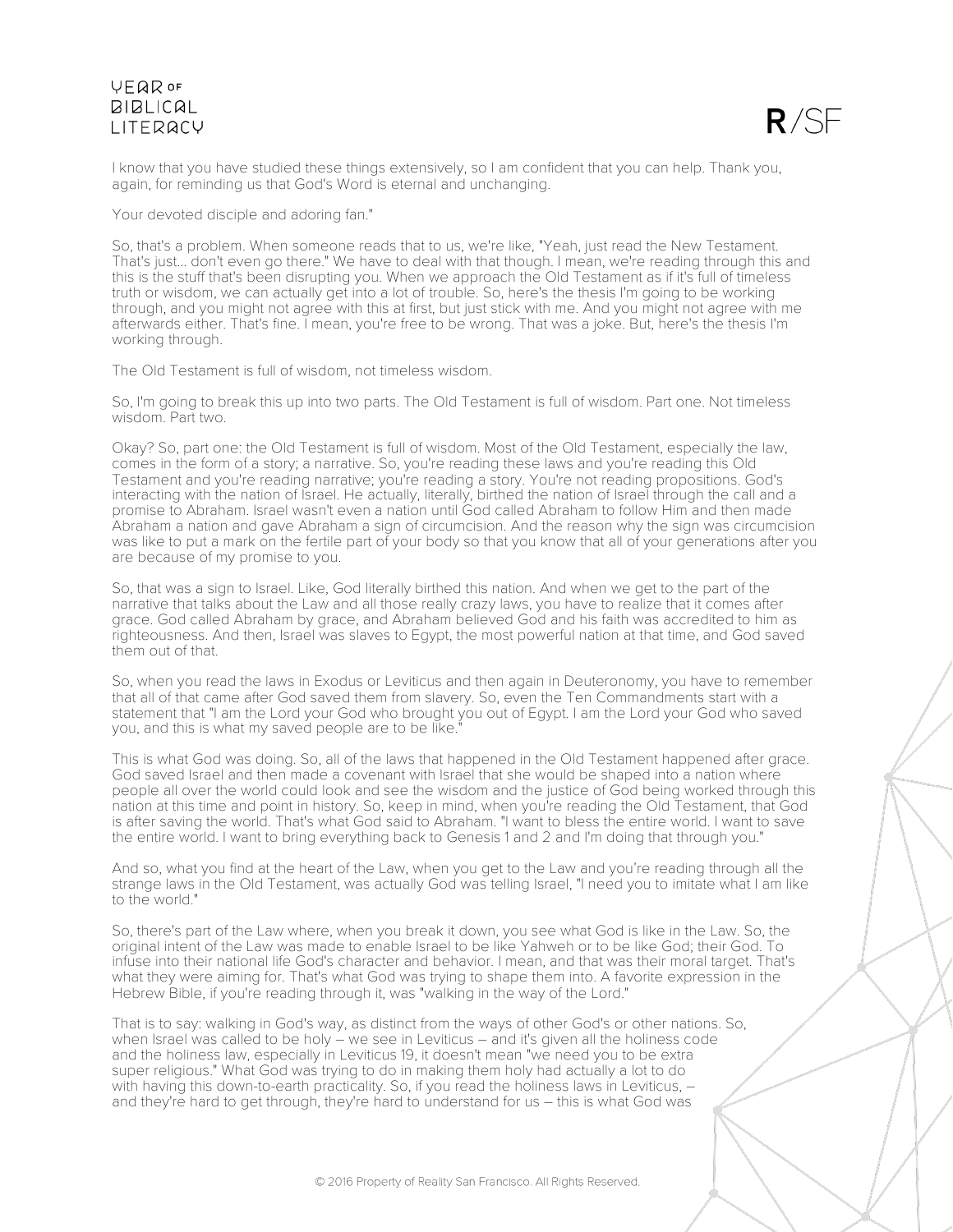I know that you have studied these things extensively, so I am confident that you can help. Thank you, again, for reminding us that God's Word is eternal and unchanging.

Your devoted disciple and adoring fan."

So, that's a problem. When someone reads that to us, we're like, "Yeah, just read the New Testament. That's just... don't even go there." We have to deal with that though. I mean, we're reading through this and this is the stuff that's been disrupting you. When we approach the Old Testament as if it's full of timeless truth or wisdom, we can actually get into a lot of trouble. So, here's the thesis I'm going to be working through, and you might not agree with this at first, but just stick with me. And you might not agree with me afterwards either. That's fine. I mean, you're free to be wrong. That was a joke. But, here's the thesis I'm working through.

The Old Testament is full of wisdom, not timeless wisdom.

So, I'm going to break this up into two parts. The Old Testament is full of wisdom. Part one. Not timeless wisdom. Part two.

Okay? So, part one: the Old Testament is full of wisdom. Most of the Old Testament, especially the law, comes in the form of a story; a narrative. So, you're reading these laws and you're reading this Old Testament and you're reading narrative; you're reading a story. You're not reading propositions. God's interacting with the nation of Israel. He actually, literally, birthed the nation of Israel through the call and a promise to Abraham. Israel wasn't even a nation until God called Abraham to follow Him and then made Abraham a nation and gave Abraham a sign of circumcision. And the reason why the sign was circumcision was like to put a mark on the fertile part of your body so that you know that all of your generations after you are because of my promise to you.

So, that was a sign to Israel. Like, God literally birthed this nation. And when we get to the part of the narrative that talks about the Law and all those really crazy laws, you have to realize that it comes after grace. God called Abraham by grace, and Abraham believed God and his faith was accredited to him as righteousness. And then, Israel was slaves to Egypt, the most powerful nation at that time, and God saved them out of that.

So, when you read the laws in Exodus or Leviticus and then again in Deuteronomy, you have to remember that all of that came after God saved them from slavery. So, even the Ten Commandments start with a statement that "I am the Lord your God who brought you out of Egypt. I am the Lord your God who saved you, and this is what my saved people are to be like."

This is what God was doing. So, all of the laws that happened in the Old Testament happened after grace. God saved Israel and then made a covenant with Israel that she would be shaped into a nation where people all over the world could look and see the wisdom and the justice of God being worked through this nation at this time and point in history. So, keep in mind, when you're reading the Old Testament, that God is after saving the world. That's what God said to Abraham. "I want to bless the entire world. I want to save the entire world. I want to bring everything back to Genesis 1 and 2 and I'm doing that through you."

And so, what you find at the heart of the Law, when you get to the Law and you're reading through all the strange laws in the Old Testament, was actually God was telling Israel, "I need you to imitate what I am like to the world."

So, there's part of the Law where, when you break it down, you see what God is like in the Law. So, the original intent of the Law was made to enable Israel to be like Yahweh or to be like God; their God. To infuse into their national life God's character and behavior. I mean, and that was their moral target. That's what they were aiming for. That's what God was trying to shape them into. A favorite expression in the Hebrew Bible, if you're reading through it, was "walking in the way of the Lord."

That is to say: walking in God's way, as distinct from the ways of other God's or other nations. So, when Israel was called to be holy – we see in Leviticus – and it's given all the holiness code and the holiness law, especially in Leviticus 19, it doesn't mean "we need you to be extra super religious." What God was trying to do in making them holy had actually a lot to do with having this down-to-earth practicality. So, if you read the holiness laws in Leviticus, – and they're hard to get through, they're hard to understand for us – this is what God was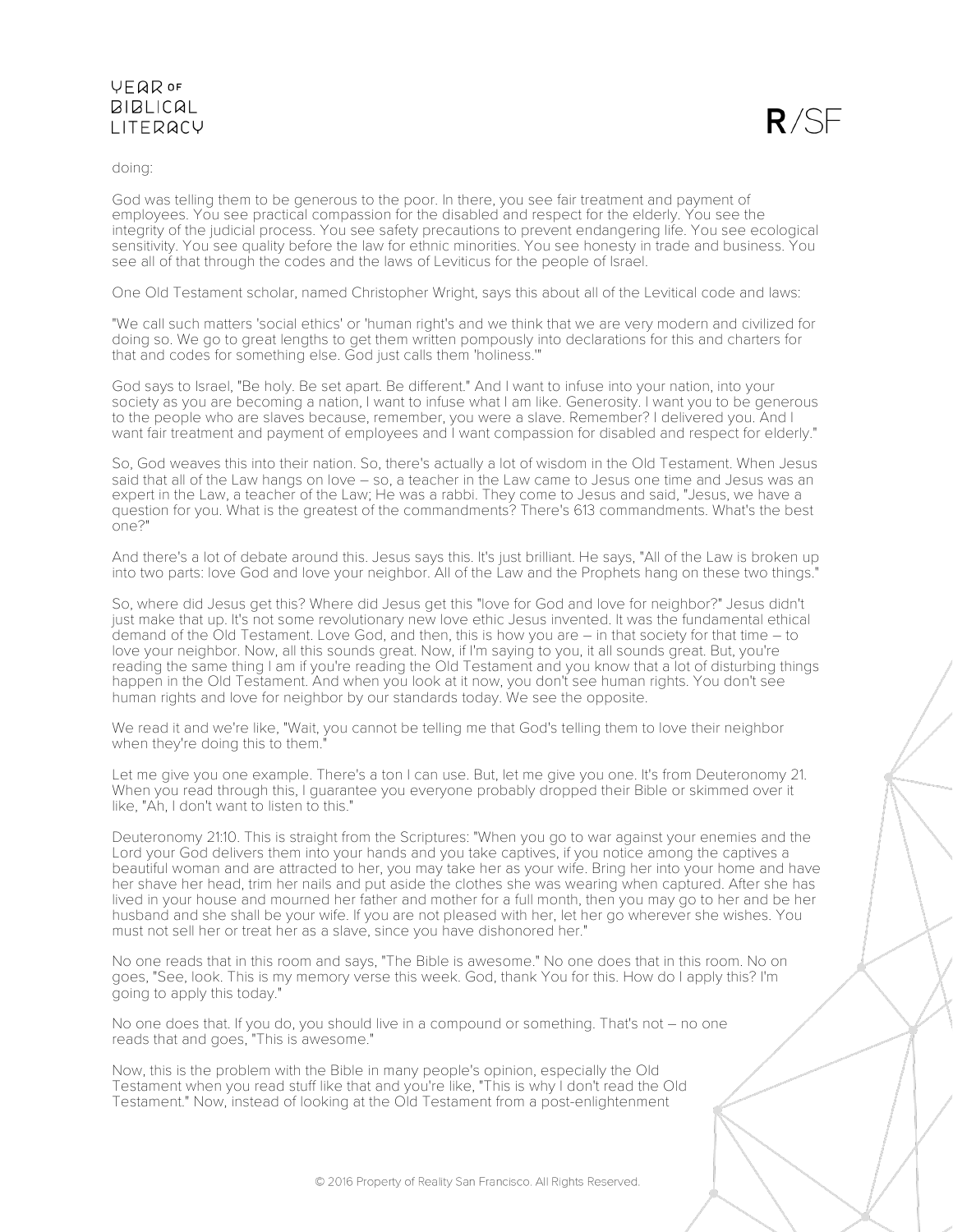doing:

God was telling them to be generous to the poor. In there, you see fair treatment and payment of employees. You see practical compassion for the disabled and respect for the elderly. You see the integrity of the judicial process. You see safety precautions to prevent endangering life. You see ecological sensitivity. You see quality before the law for ethnic minorities. You see honesty in trade and business. You see all of that through the codes and the laws of Leviticus for the people of Israel.

One Old Testament scholar, named Christopher Wright, says this about all of the Levitical code and laws:

"We call such matters 'social ethics' or 'human right's and we think that we are very modern and civilized for doing so. We go to great lengths to get them written pompously into declarations for this and charters for that and codes for something else. God just calls them 'holiness.'"

God says to Israel, "Be holy. Be set apart. Be different." And I want to infuse into your nation, into your society as you are becoming a nation, I want to infuse what I am like. Generosity. I want you to be generous to the people who are slaves because, remember, you were a slave. Remember? I delivered you. And I want fair treatment and payment of employees and I want compassion for disabled and respect for elderly."

So, God weaves this into their nation. So, there's actually a lot of wisdom in the Old Testament. When Jesus said that all of the Law hangs on love – so, a teacher in the Law came to Jesus one time and Jesus was an expert in the Law, a teacher of the Law; He was a rabbi. They come to Jesus and said, "Jesus, we have a question for you. What is the greatest of the commandments? There's 613 commandments. What's the best one?"

And there's a lot of debate around this. Jesus says this. It's just brilliant. He says, "All of the Law is broken up into two parts: love God and love your neighbor. All of the Law and the Prophets hang on these two things."

So, where did Jesus get this? Where did Jesus get this "love for God and love for neighbor?" Jesus didn't just make that up. It's not some revolutionary new love ethic Jesus invented. It was the fundamental ethical demand of the Old Testament. Love God, and then, this is how you are – in that society for that time – to love your neighbor. Now, all this sounds great. Now, if I'm saying to you, it all sounds great. But, you're reading the same thing I am if you're reading the Old Testament and you know that a lot of disturbing things happen in the Old Testament. And when you look at it now, you don't see human rights. You don't see human rights and love for neighbor by our standards today. We see the opposite.

We read it and we're like, "Wait, you cannot be telling me that God's telling them to love their neighbor when they're doing this to them."

Let me give you one example. There's a ton I can use. But, let me give you one. It's from Deuteronomy 21. When you read through this, I guarantee you everyone probably dropped their Bible or skimmed over it like, "Ah, I don't want to listen to this."

Deuteronomy 21:10. This is straight from the Scriptures: "When you go to war against your enemies and the Lord your God delivers them into your hands and you take captives, if you notice among the captives a beautiful woman and are attracted to her, you may take her as your wife. Bring her into your home and have her shave her head, trim her nails and put aside the clothes she was wearing when captured. After she has lived in your house and mourned her father and mother for a full month, then you may go to her and be her husband and she shall be your wife. If you are not pleased with her, let her go wherever she wishes. You must not sell her or treat her as a slave, since you have dishonored her."

No one reads that in this room and says, "The Bible is awesome." No one does that in this room. No on goes, "See, look. This is my memory verse this week. God, thank You for this. How do I apply this? I'm going to apply this today."

No one does that. If you do, you should live in a compound or something. That's not – no one reads that and goes, "This is awesome."

Now, this is the problem with the Bible in many people's opinion, especially the Old Testament when you read stuff like that and you're like, "This is why I don't read the Old Testament." Now, instead of looking at the Old Testament from a post-enlightenment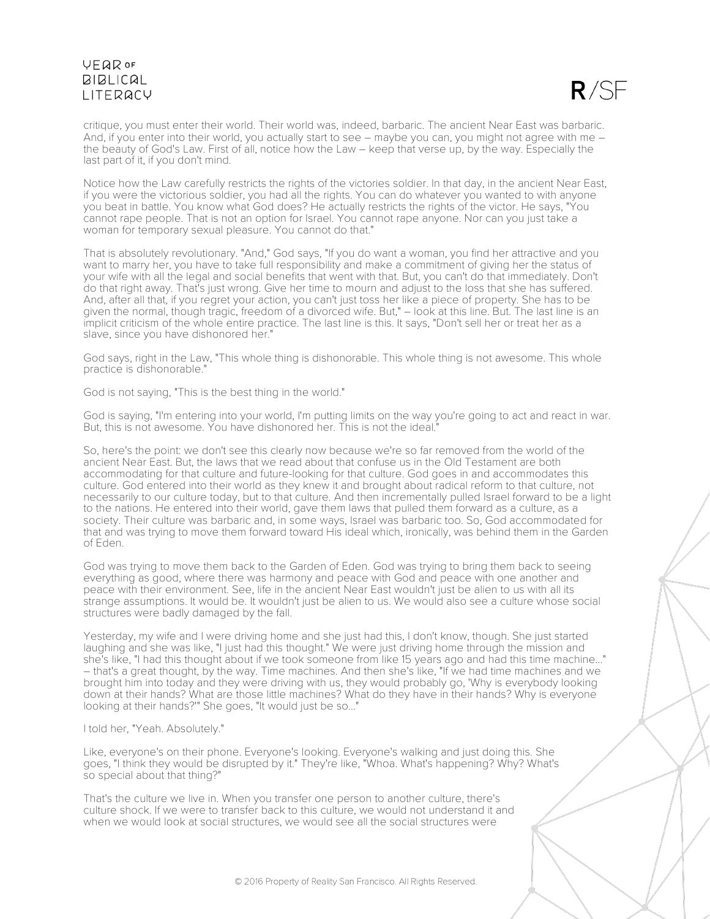critique, you must enter their world. Their world was, indeed, barbaric. The ancient Near East was barbaric. And, if you enter into their world, you actually start to see – maybe you can, you might not agree with me – the beauty of God's Law. First of all, notice how the Law – keep that verse up, by the way. Especially the last part of it, if you don't mind.

Notice how the Law carefully restricts the rights of the victories soldier. In that day, in the ancient Near East, if you were the victorious soldier, you had all the rights. You can do whatever you wanted to with anyone you beat in battle. You know what God does? He actually restricts the rights of the victor. He says, "You cannot rape people. That is not an option for Israel. You cannot rape anyone. Nor can you just take a woman for temporary sexual pleasure. You cannot do that."

That is absolutely revolutionary. "And," God says, "If you do want a woman, you find her attractive and you want to marry her, you have to take full responsibility and make a commitment of giving her the status of your wife with all the legal and social benefits that went with that. But, you can't do that immediately. Don't do that right away. That's just wrong. Give her time to mourn and adjust to the loss that she has suffered. And, after all that, if you regret your action, you can't just toss her like a piece of property. She has to be given the normal, though tragic, freedom of a divorced wife. But," – look at this line. But. The last line is an implicit criticism of the whole entire practice. The last line is this. It says, "Don't sell her or treat her as a slave, since you have dishonored her."

God says, right in the Law, "This whole thing is dishonorable. This whole thing is not awesome. This whole practice is dishonorable."

God is not saying, "This is the best thing in the world."

God is saying, "I'm entering into your world, I'm putting limits on the way you're going to act and react in war. But, this is not awesome. You have dishonored her. This is not the ideal."

So, here's the point: we don't see this clearly now because we're so far removed from the world of the ancient Near East. But, the laws that we read about that confuse us in the Old Testament are both accommodating for that culture and future-looking for that culture. God goes in and accommodates this culture. God entered into their world as they knew it and brought about radical reform to that culture, not necessarily to our culture today, but to that culture. And then incrementally pulled Israel forward to be a light to the nations. He entered into their world, gave them laws that pulled them forward as a culture, as a society. Their culture was barbaric and, in some ways, Israel was barbaric too. So, God accommodated for that and was trying to move them forward toward His ideal which, ironically, was behind them in the Garden of Eden.

God was trying to move them back to the Garden of Eden. God was trying to bring them back to seeing everything as good, where there was harmony and peace with God and peace with one another and peace with their environment. See, life in the ancient Near East wouldn't just be alien to us with all its strange assumptions. It would be. It wouldn't just be alien to us. We would also see a culture whose social structures were badly damaged by the fall.

Yesterday, my wife and I were driving home and she just had this, I don't know, though. She just started laughing and she was like, "I just had this thought." We were just driving home through the mission and she's like, "I had this thought about if we took someone from like 15 years ago and had this time machine..." – that's a great thought, by the way. Time machines. And then she's like, "If we had time machines and we brought him into today and they were driving with us, they would probably go, 'Why is everybody looking down at their hands? What are those little machines? What do they have in their hands? Why is everyone looking at their hands?'" She goes, "It would just be so..."

I told her, "Yeah. Absolutely."

Like, everyone's on their phone. Everyone's looking. Everyone's walking and just doing this. She goes, "I think they would be disrupted by it." They're like, "Whoa. What's happening? Why? What's so special about that thing?"

That's the culture we live in. When you transfer one person to another culture, there's culture shock. If we were to transfer back to this culture, we would not understand it and when we would look at social structures, we would see all the social structures were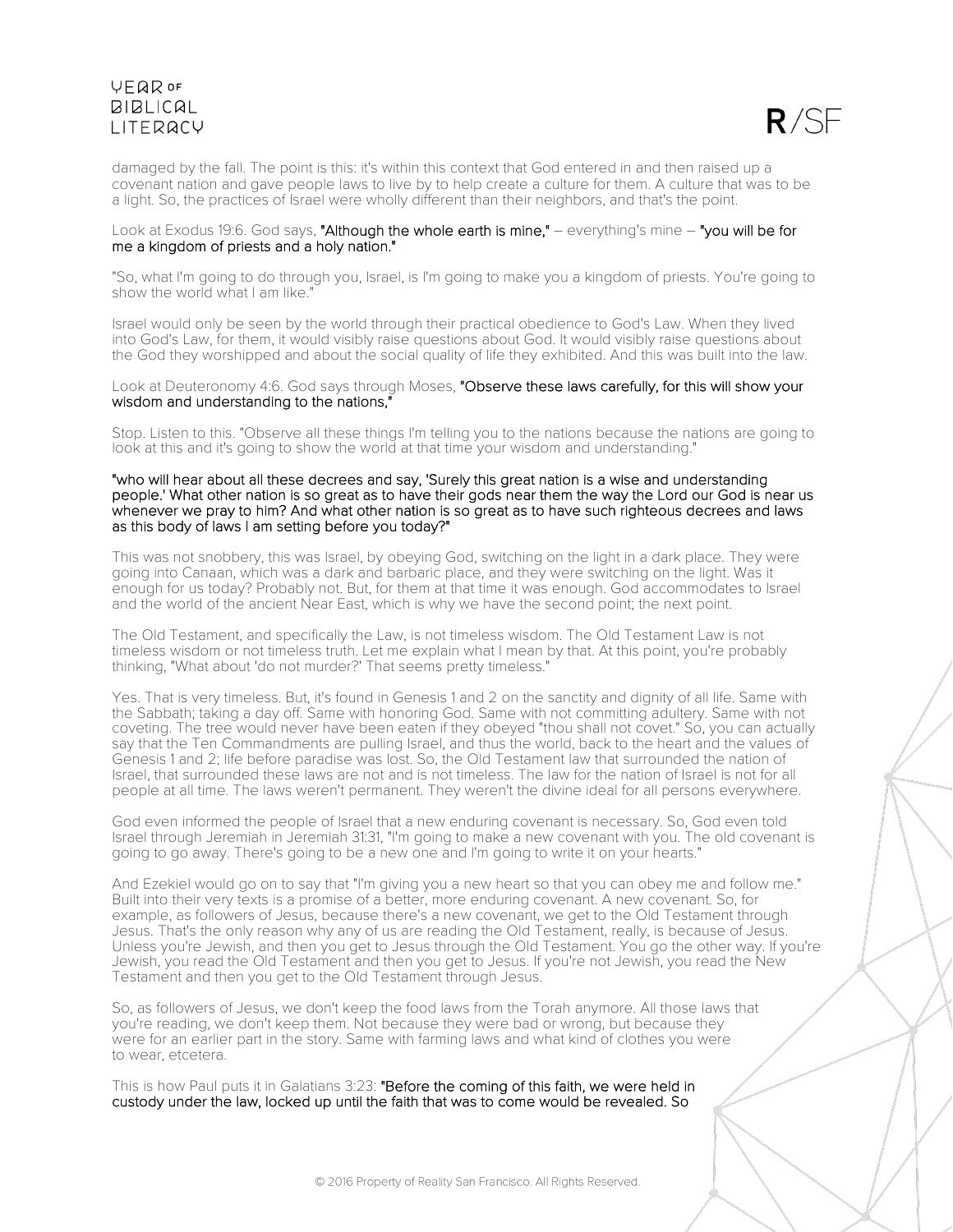damaged by the fall. The point is this: it's within this context that God entered in and then raised up a covenant nation and gave people laws to live by to help create a culture for them. A culture that was to be a light. So, the practices of Israel were wholly different than their neighbors, and that's the point.

Look at Exodus 19:6. God says, **"Although the whole earth is mine,"** – everything's mine – **"you will be for me a kingdom of priests and a holy nation."**

"So, what I'm going to do through you, Israel, is I'm going to make you a kingdom of priests. You're going to show the world what I am like."

Israel would only be seen by the world through their practical obedience to God's Law. When they lived into God's Law, for them, it would visibly raise questions about God. It would visibly raise questions about the God they worshipped and about the social quality of life they exhibited. And this was built into the law.

Look at Deuteronomy 4:6. God says through Moses, **"Observe these laws carefully, for this will show your wisdom and understanding to the nations,"**

Stop. Listen to this. "Observe all these things I'm telling you to the nations because the nations are going to look at this and it's going to show the world at that time your wisdom and understanding."

**"who will hear about all these decrees and say, 'Surely this great nation is a wise and understanding people.' What other nation is so great as to have their gods near them the way the Lord our God is near us whenever we pray to him? And what other nation is so great as to have such righteous decrees and laws as this body of laws I am setting before you today?"**

This was not snobbery, this was Israel, by obeying God, switching on the light in a dark place. They were going into Canaan, which was a dark and barbaric place, and they were switching on the light. Was it enough for us today? Probably not. But, for them at that time it was enough. God accommodates to Israel and the world of the ancient Near East, which is why we have the second point; the next point.

The Old Testament, and specifically the Law, is not timeless wisdom. The Old Testament Law is not timeless wisdom or not timeless truth. Let me explain what I mean by that. At this point, you're probably thinking, "What about 'do not murder?' That seems pretty timeless."

Yes. That is very timeless. But, it's found in Genesis 1 and 2 on the sanctity and dignity of all life. Same with the Sabbath; taking a day off. Same with honoring God. Same with not committing adultery. Same with not coveting. The tree would never have been eaten if they obeyed "thou shall not covet." So, you can actually say that the Ten Commandments are pulling Israel, and thus the world, back to the heart and the values of Genesis 1 and 2; life before paradise was lost. So, the Old Testament law that surrounded the nation of Israel, that surrounded these laws are not and is not timeless. The law for the nation of Israel is not for all people at all time. The laws weren't permanent. They weren't the divine ideal for all persons everywhere.

God even informed the people of Israel that a new enduring covenant is necessary. So, God even told Israel through Jeremiah in Jeremiah 31:31, "I'm going to make a new covenant with you. The old covenant is going to go away. There's going to be a new one and I'm going to write it on your hearts."

And Ezekiel would go on to say that "I'm giving you a new heart so that you can obey me and follow me." Built into their very texts is a promise of a better, more enduring covenant. A new covenant. So, for example, as followers of Jesus, because there's a new covenant, we get to the Old Testament through Jesus. That's the only reason why any of us are reading the Old Testament, really, is because of Jesus. Unless you're Jewish, and then you get to Jesus through the Old Testament. You go the other way. If you're Jewish, you read the Old Testament and then you get to Jesus. If you're not Jewish, you read the New Testament and then you get to the Old Testament through Jesus.

So, as followers of Jesus, we don't keep the food laws from the Torah anymore. All those laws that you're reading, we don't keep them. Not because they were bad or wrong, but because they were for an earlier part in the story. Same with farming laws and what kind of clothes you were to wear, etcetera.

This is how Paul puts it in Galatians 3:23: **"Before the coming of this faith, we were held in custody under the law, locked up until the faith that was to come would be revealed. So**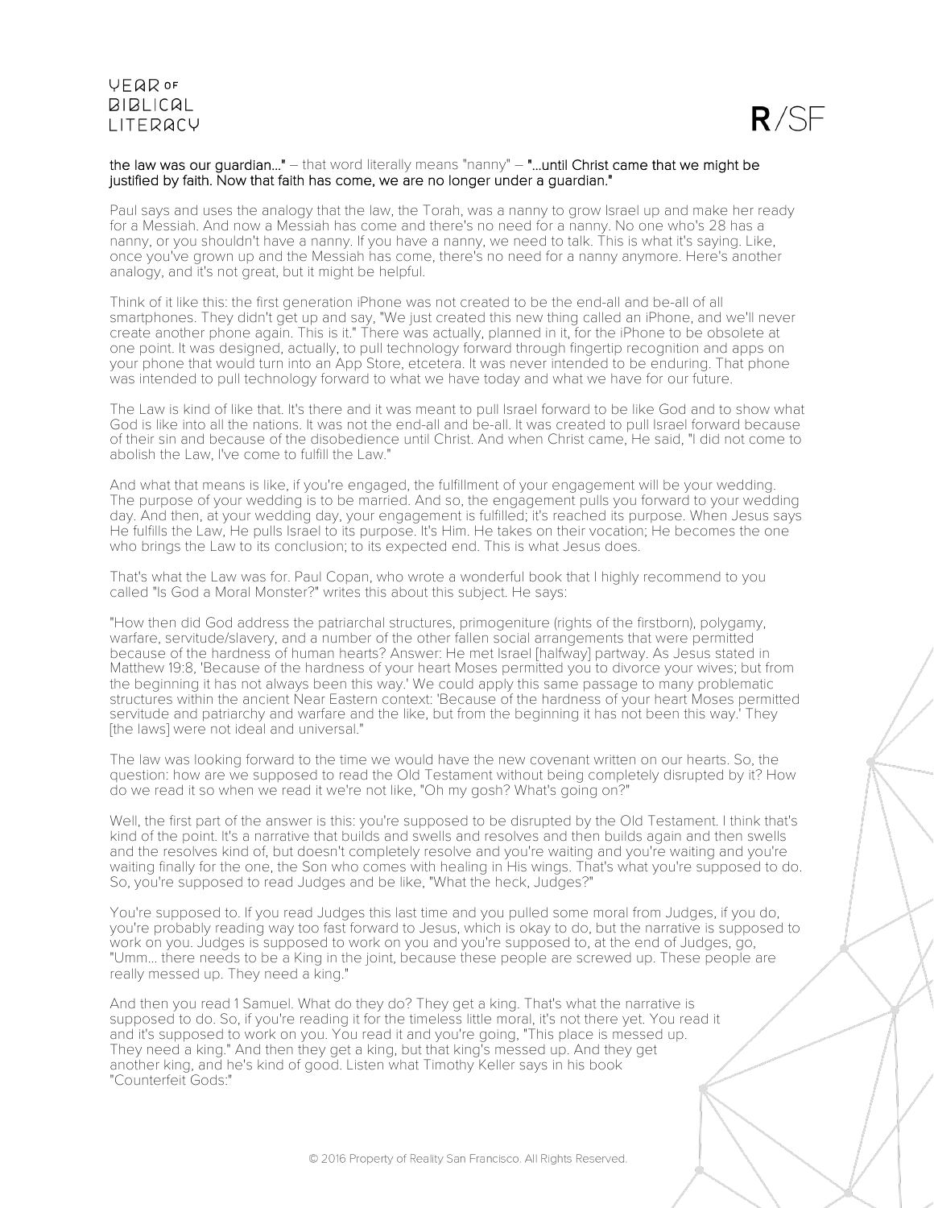**the law was our guardian..."** – that word literally means "nanny" – **"...until Christ came that we might be justified by faith. Now that faith has come, we are no longer under a guardian."**

Paul says and uses the analogy that the law, the Torah, was a nanny to grow Israel up and make her ready for a Messiah. And now a Messiah has come and there's no need for a nanny. No one who's 28 has a nanny, or you shouldn't have a nanny. If you have a nanny, we need to talk. This is what it's saying. Like, once you've grown up and the Messiah has come, there's no need for a nanny anymore. Here's another analogy, and it's not great, but it might be helpful.

Think of it like this: the first generation iPhone was not created to be the end-all and be-all of all smartphones. They didn't get up and say, "We just created this new thing called an iPhone, and we'll never create another phone again. This is it." There was actually, planned in it, for the iPhone to be obsolete at one point. It was designed, actually, to pull technology forward through fingertip recognition and apps on your phone that would turn into an App Store, etcetera. It was never intended to be enduring. That phone was intended to pull technology forward to what we have today and what we have for our future.

The Law is kind of like that. It's there and it was meant to pull Israel forward to be like God and to show what God is like into all the nations. It was not the end-all and be-all. It was created to pull Israel forward because of their sin and because of the disobedience until Christ. And when Christ came, He said, "I did not come to abolish the Law, I've come to fulfill the Law."

And what that means is like, if you're engaged, the fulfillment of your engagement will be your wedding. The purpose of your wedding is to be married. And so, the engagement pulls you forward to your wedding day. And then, at your wedding day, your engagement is fulfilled; it's reached its purpose. When Jesus says He fulfills the Law, He pulls Israel to its purpose. It's Him. He takes on their vocation; He becomes the one who brings the Law to its conclusion; to its expected end. This is what Jesus does.

That's what the Law was for. Paul Copan, who wrote a wonderful book that I highly recommend to you called "Is God a Moral Monster?" writes this about this subject. He says:

"How then did God address the patriarchal structures, primogeniture (rights of the firstborn), polygamy, warfare, servitude/slavery, and a number of the other fallen social arrangements that were permitted because of the hardness of human hearts? Answer: He met Israel [halfway] partway. As Jesus stated in Matthew 19:8, 'Because of the hardness of your heart Moses permitted you to divorce your wives; but from the beginning it has not always been this way.' We could apply this same passage to many problematic structures within the ancient Near Eastern context: 'Because of the hardness of your heart Moses permitted servitude and patriarchy and warfare and the like, but from the beginning it has not been this way.' They [the laws] were not ideal and universal."

The law was looking forward to the time we would have the new covenant written on our hearts. So, the question: how are we supposed to read the Old Testament without being completely disrupted by it? How do we read it so when we read it we're not like, "Oh my gosh? What's going on?"

Well, the first part of the answer is this: you're supposed to be disrupted by the Old Testament. I think that's kind of the point. It's a narrative that builds and swells and resolves and then builds again and then swells and the resolves kind of, but doesn't completely resolve and you're waiting and you're waiting and you're waiting finally for the one, the Son who comes with healing in His wings. That's what you're supposed to do. So, you're supposed to read Judges and be like, "What the heck, Judges?"

You're supposed to. If you read Judges this last time and you pulled some moral from Judges, if you do, you're probably reading way too fast forward to Jesus, which is okay to do, but the narrative is supposed to work on you. Judges is supposed to work on you and you're supposed to, at the end of Judges, go, "Umm... there needs to be a King in the joint, because these people are screwed up. These people are really messed up. They need a king."

And then you read 1 Samuel. What do they do? They get a king. That's what the narrative is supposed to do. So, if you're reading it for the timeless little moral, it's not there yet. You read it and it's supposed to work on you. You read it and you're going, "This place is messed up. They need a king." And then they get a king, but that king's messed up. And they get another king, and he's kind of good. Listen what Timothy Keller says in his book "Counterfeit Gods:"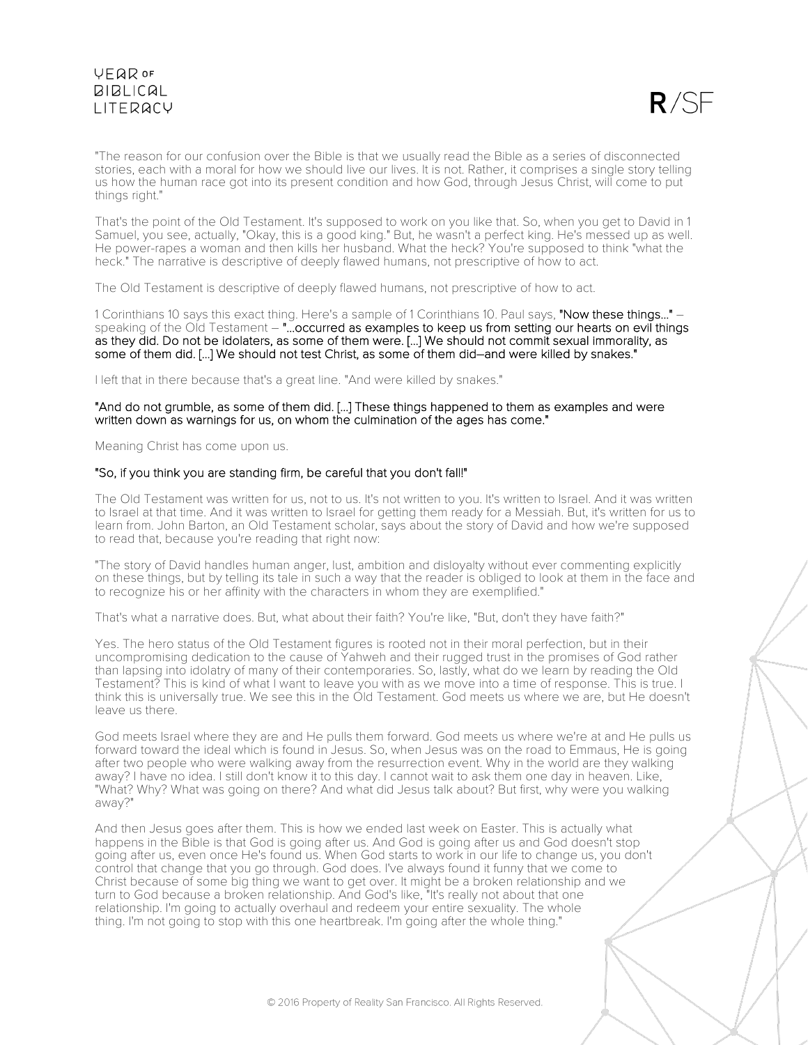"The reason for our confusion over the Bible is that we usually read the Bible as a series of disconnected stories, each with a moral for how we should live our lives. It is not. Rather, it comprises a single story telling us how the human race got into its present condition and how God, through Jesus Christ, will come to put things right."

That's the point of the Old Testament. It's supposed to work on you like that. So, when you get to David in 1 Samuel, you see, actually, "Okay, this is a good king." But, he wasn't a perfect king. He's messed up as well. He power-rapes a woman and then kills her husband. What the heck? You're supposed to think "what the heck." The narrative is descriptive of deeply flawed humans, not prescriptive of how to act.

The Old Testament is descriptive of deeply flawed humans, not prescriptive of how to act.

1 Corinthians 10 says this exact thing. Here's a sample of 1 Corinthians 10. Paul says, **"Now these things..."** – speaking of the Old Testament – **"...occurred as examples to keep us from setting our hearts on evil things as they did. Do not be idolaters, as some of them were. [...] We should not commit sexual immorality, as some of them did. [...] We should not test Christ, as some of them did–and were killed by snakes."**

I left that in there because that's a great line. "And were killed by snakes."

**"And do not grumble, as some of them did. [...] These things happened to them as examples and were written down as warnings for us, on whom the culmination of the ages has come."**

Meaning Christ has come upon us.

**"So, if you think you are standing firm, be careful that you don't fall!"**

The Old Testament was written for us, not to us. It's not written to you. It's written to Israel. And it was written to Israel at that time. And it was written to Israel for getting them ready for a Messiah. But, it's written for us to learn from. John Barton, an Old Testament scholar, says about the story of David and how we're supposed to read that, because you're reading that right now:

"The story of David handles human anger, lust, ambition and disloyalty without ever commenting explicitly on these things, but by telling its tale in such a way that the reader is obliged to look at them in the face and to recognize his or her affinity with the characters in whom they are exemplified."

That's what a narrative does. But, what about their faith? You're like, "But, don't they have faith?"

Yes. The hero status of the Old Testament figures is rooted not in their moral perfection, but in their uncompromising dedication to the cause of Yahweh and their rugged trust in the promises of God rather than lapsing into idolatry of many of their contemporaries. So, lastly, what do we learn by reading the Old Testament? This is kind of what I want to leave you with as we move into a time of response. This is true. I think this is universally true. We see this in the Old Testament. God meets us where we are, but He doesn't leave us there.

God meets Israel where they are and He pulls them forward. God meets us where we're at and He pulls us forward toward the ideal which is found in Jesus. So, when Jesus was on the road to Emmaus, He is going after two people who were walking away from the resurrection event. Why in the world are they walking away? I have no idea. I still don't know it to this day. I cannot wait to ask them one day in heaven. Like, "What? Why? What was going on there? And what did Jesus talk about? But first, why were you walking away?"

And then Jesus goes after them. This is how we ended last week on Easter. This is actually what happens in the Bible is that God is going after us. And God is going after us and God doesn't stop going after us, even once He's found us. When God starts to work in our life to change us, you don't control that change that you go through. God does. I've always found it funny that we come to Christ because of some big thing we want to get over. It might be a broken relationship and we turn to God because a broken relationship. And God's like, "It's really not about that one relationship. I'm going to actually overhaul and redeem your entire sexuality. The whole thing. I'm not going to stop with this one heartbreak. I'm going after the whole thing."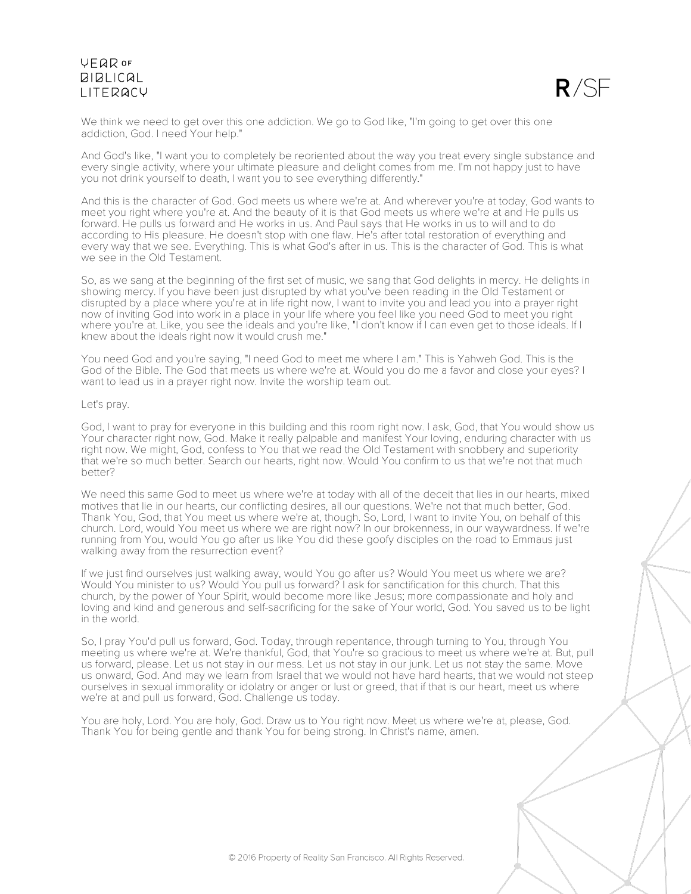We think we need to get over this one addiction. We go to God like, "I'm going to get over this one addiction, God. I need Your help."

And God's like, "I want you to completely be reoriented about the way you treat every single substance and every single activity, where your ultimate pleasure and delight comes from me. I'm not happy just to have you not drink yourself to death, I want you to see everything differently."

And this is the character of God. God meets us where we're at. And wherever you're at today, God wants to meet you right where you're at. And the beauty of it is that God meets us where we're at and He pulls us forward. He pulls us forward and He works in us. And Paul says that He works in us to will and to do according to His pleasure. He doesn't stop with one flaw. He's after total restoration of everything and every way that we see. Everything. This is what God's after in us. This is the character of God. This is what we see in the Old Testament.

So, as we sang at the beginning of the first set of music, we sang that God delights in mercy. He delights in showing mercy. If you have been just disrupted by what you've been reading in the Old Testament or disrupted by a place where you're at in life right now, I want to invite you and lead you into a prayer right now of inviting God into work in a place in your life where you feel like you need God to meet you right where you're at. Like, you see the ideals and you're like, "I don't know if I can even get to those ideals. If I knew about the ideals right now it would crush me."

You need God and you're saying, "I need God to meet me where I am." This is Yahweh God. This is the God of the Bible. The God that meets us where we're at. Would you do me a favor and close your eyes? I want to lead us in a prayer right now. Invite the worship team out.

Let's pray.

God, I want to pray for everyone in this building and this room right now. I ask, God, that You would show us Your character right now, God. Make it really palpable and manifest Your loving, enduring character with us right now. We might, God, confess to You that we read the Old Testament with snobbery and superiority that we're so much better. Search our hearts, right now. Would You confirm to us that we're not that much better?

We need this same God to meet us where we're at today with all of the deceit that lies in our hearts, mixed motives that lie in our hearts, our conflicting desires, all our questions. We're not that much better, God. Thank You, God, that You meet us where we're at, though. So, Lord, I want to invite You, on behalf of this church. Lord, would You meet us where we are right now? In our brokenness, in our waywardness. If we're running from You, would You go after us like You did these goofy disciples on the road to Emmaus just walking away from the resurrection event?

If we just find ourselves just walking away, would You go after us? Would You meet us where we are? Would You minister to us? Would You pull us forward? I ask for sanctification for this church. That this church, by the power of Your Spirit, would become more like Jesus; more compassionate and holy and loving and kind and generous and self-sacrificing for the sake of Your world, God. You saved us to be light in the world.

So, I pray You'd pull us forward, God. Today, through repentance, through turning to You, through You meeting us where we're at. We're thankful, God, that You're so gracious to meet us where we're at. But, pull us forward, please. Let us not stay in our mess. Let us not stay in our junk. Let us not stay the same. Move us onward, God. And may we learn from Israel that we would not have hard hearts, that we would not steep ourselves in sexual immorality or idolatry or anger or lust or greed, that if that is our heart, meet us where we're at and pull us forward, God. Challenge us today.

You are holy, Lord. You are holy, God. Draw us to You right now. Meet us where we're at, please, God. Thank You for being gentle and thank You for being strong. In Christ's name, amen.